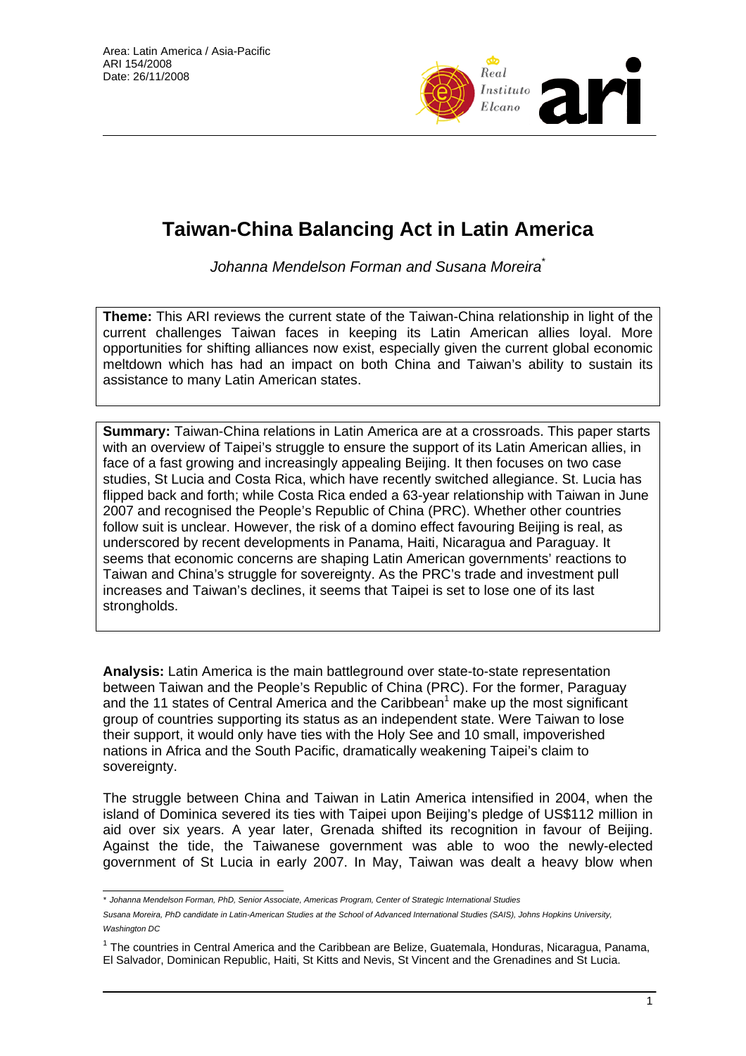Area: Latin America / Asia-Pacific
ARI 154/2008
Date: 26/11/2008

# Taiwan-China Balancing Act in Latin America

*Johanna Mendelson Forman and Susana Moreira*[*]

**Theme:** This ARI reviews the current state of the Taiwan-China relationship in light of the current challenges Taiwan faces in keeping its Latin American allies loyal. More opportunities for shifting alliances now exist, especially given the current global economic meltdown which has had an impact on both China and Taiwan's ability to sustain its assistance to many Latin American states.

**Summary:** Taiwan-China relations in Latin America are at a crossroads. This paper starts with an overview of Taipei's struggle to ensure the support of its Latin American allies, in face of a fast growing and increasingly appealing Beijing. It then focuses on two case studies, St Lucia and Costa Rica, which have recently switched allegiance. St. Lucia has flipped back and forth; while Costa Rica ended a 63-year relationship with Taiwan in June 2007 and recognised the People's Republic of China (PRC). Whether other countries follow suit is unclear. However, the risk of a domino effect favouring Beijing is real, as underscored by recent developments in Panama, Haiti, Nicaragua and Paraguay. It seems that economic concerns are shaping Latin American governments' reactions to Taiwan and China's struggle for sovereignty. As the PRC's trade and investment pull increases and Taiwan's declines, it seems that Taipei is set to lose one of its last strongholds.

**Analysis:** Latin America is the main battleground over state-to-state representation between Taiwan and the People's Republic of China (PRC). For the former, Paraguay and the 11 states of Central America and the Caribbean[1] make up the most significant group of countries supporting its status as an independent state. Were Taiwan to lose their support, it would only have ties with the Holy See and 10 small, impoverished nations in Africa and the South Pacific, dramatically weakening Taipei's claim to sovereignty.

The struggle between China and Taiwan in Latin America intensified in 2004, when the island of Dominica severed its ties with Taipei upon Beijing's pledge of US$112 million in aid over six years. A year later, Grenada shifted its recognition in favour of Beijing. Against the tide, the Taiwanese government was able to woo the newly-elected government of St Lucia in early 2007. In May, Taiwan was dealt a heavy blow when

---

* *Johanna Mendelson Forman, PhD, Senior Associate, Americas Program, Center of Strategic International Studies*

*Susana Moreira, PhD candidate in Latin-American Studies at the School of Advanced International Studies (SAIS), Johns Hopkins University, Washington DC*

[1] The countries in Central America and the Caribbean are Belize, Guatemala, Honduras, Nicaragua, Panama, El Salvador, Dominican Republic, Haiti, St Kitts and Nevis, St Vincent and the Grenadines and St Lucia.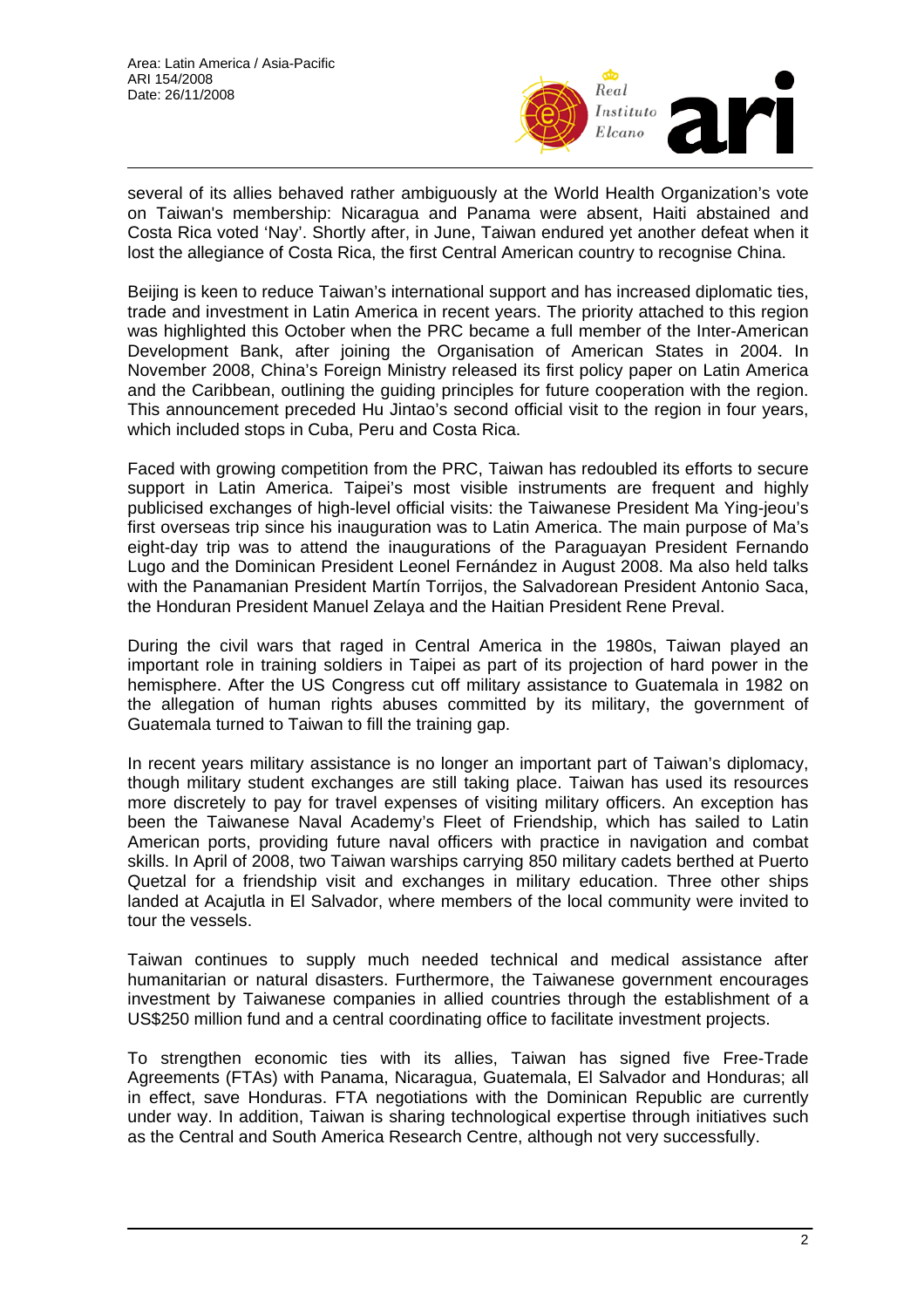several of its allies behaved rather ambiguously at the World Health Organization's vote on Taiwan's membership: Nicaragua and Panama were absent, Haiti abstained and Costa Rica voted 'Nay'. Shortly after, in June, Taiwan endured yet another defeat when it lost the allegiance of Costa Rica, the first Central American country to recognise China.

Beijing is keen to reduce Taiwan's international support and has increased diplomatic ties, trade and investment in Latin America in recent years. The priority attached to this region was highlighted this October when the PRC became a full member of the Inter-American Development Bank, after joining the Organisation of American States in 2004. In November 2008, China's Foreign Ministry released its first policy paper on Latin America and the Caribbean, outlining the guiding principles for future cooperation with the region. This announcement preceded Hu Jintao's second official visit to the region in four years, which included stops in Cuba, Peru and Costa Rica.

Faced with growing competition from the PRC, Taiwan has redoubled its efforts to secure support in Latin America. Taipei's most visible instruments are frequent and highly publicised exchanges of high-level official visits: the Taiwanese President Ma Ying-jeou's first overseas trip since his inauguration was to Latin America. The main purpose of Ma's eight-day trip was to attend the inaugurations of the Paraguayan President Fernando Lugo and the Dominican President Leonel Fernández in August 2008. Ma also held talks with the Panamanian President Martín Torrijos, the Salvadorean President Antonio Saca, the Honduran President Manuel Zelaya and the Haitian President Rene Preval.

During the civil wars that raged in Central America in the 1980s, Taiwan played an important role in training soldiers in Taipei as part of its projection of hard power in the hemisphere. After the US Congress cut off military assistance to Guatemala in 1982 on the allegation of human rights abuses committed by its military, the government of Guatemala turned to Taiwan to fill the training gap.

In recent years military assistance is no longer an important part of Taiwan's diplomacy, though military student exchanges are still taking place. Taiwan has used its resources more discretely to pay for travel expenses of visiting military officers. An exception has been the Taiwanese Naval Academy's Fleet of Friendship, which has sailed to Latin American ports, providing future naval officers with practice in navigation and combat skills. In April of 2008, two Taiwan warships carrying 850 military cadets berthed at Puerto Quetzal for a friendship visit and exchanges in military education. Three other ships landed at Acajutla in El Salvador, where members of the local community were invited to tour the vessels.

Taiwan continues to supply much needed technical and medical assistance after humanitarian or natural disasters. Furthermore, the Taiwanese government encourages investment by Taiwanese companies in allied countries through the establishment of a US$250 million fund and a central coordinating office to facilitate investment projects.

To strengthen economic ties with its allies, Taiwan has signed five Free-Trade Agreements (FTAs) with Panama, Nicaragua, Guatemala, El Salvador and Honduras; all in effect, save Honduras. FTA negotiations with the Dominican Republic are currently under way. In addition, Taiwan is sharing technological expertise through initiatives such as the Central and South America Research Centre, although not very successfully.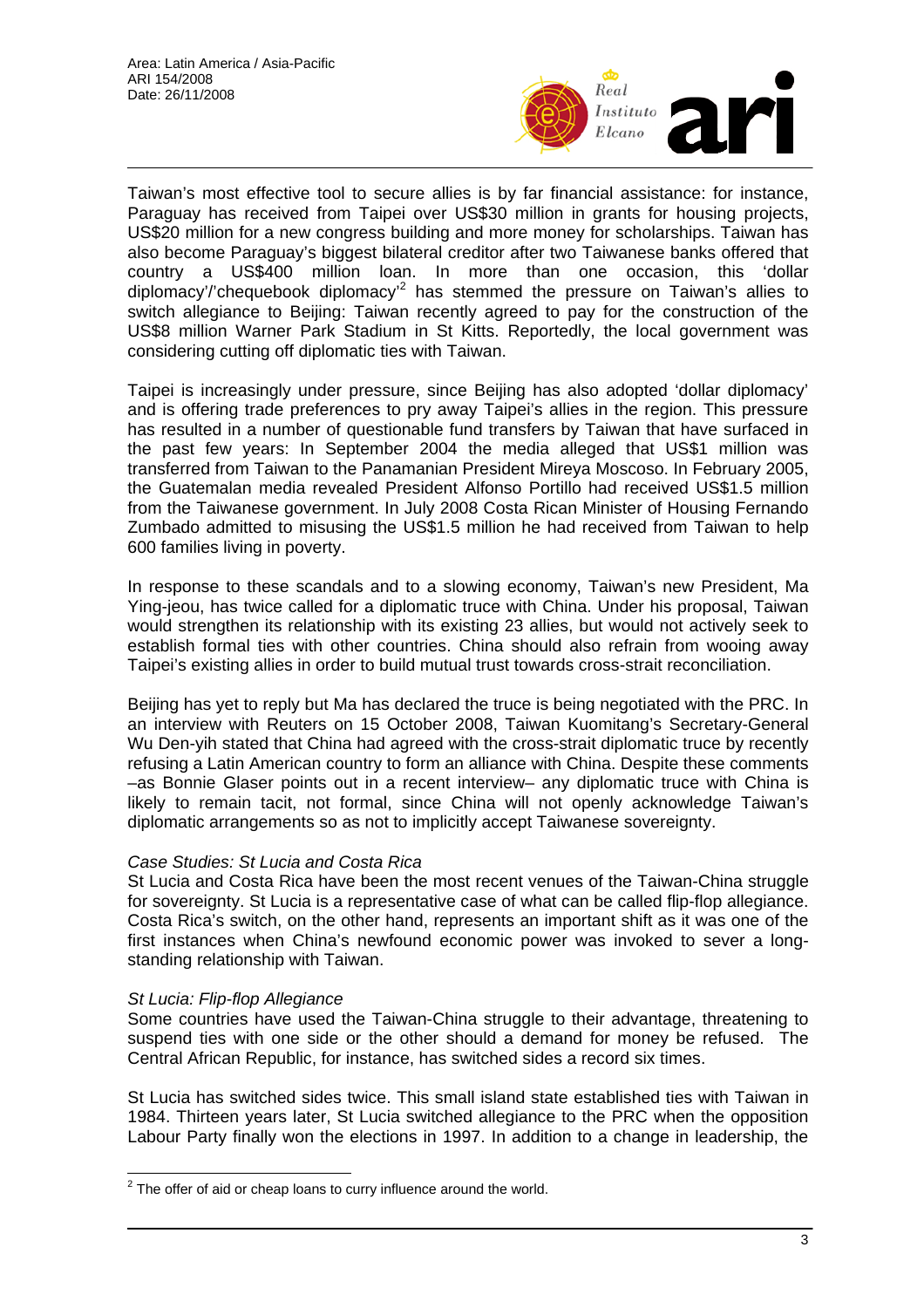Taiwan's most effective tool to secure allies is by far financial assistance: for instance, Paraguay has received from Taipei over US$30 million in grants for housing projects, US$20 million for a new congress building and more money for scholarships. Taiwan has also become Paraguay's biggest bilateral creditor after two Taiwanese banks offered that country a US$400 million loan. In more than one occasion, this 'dollar diplomacy'/'chequebook diplomacy'[2] has stemmed the pressure on Taiwan's allies to switch allegiance to Beijing: Taiwan recently agreed to pay for the construction of the US$8 million Warner Park Stadium in St Kitts. Reportedly, the local government was considering cutting off diplomatic ties with Taiwan.

Taipei is increasingly under pressure, since Beijing has also adopted 'dollar diplomacy' and is offering trade preferences to pry away Taipei's allies in the region. This pressure has resulted in a number of questionable fund transfers by Taiwan that have surfaced in the past few years: In September 2004 the media alleged that US$1 million was transferred from Taiwan to the Panamanian President Mireya Moscoso. In February 2005, the Guatemalan media revealed President Alfonso Portillo had received US$1.5 million from the Taiwanese government. In July 2008 Costa Rican Minister of Housing Fernando Zumbado admitted to misusing the US$1.5 million he had received from Taiwan to help 600 families living in poverty.

In response to these scandals and to a slowing economy, Taiwan's new President, Ma Ying-jeou, has twice called for a diplomatic truce with China. Under his proposal, Taiwan would strengthen its relationship with its existing 23 allies, but would not actively seek to establish formal ties with other countries. China should also refrain from wooing away Taipei's existing allies in order to build mutual trust towards cross-strait reconciliation.

Beijing has yet to reply but Ma has declared the truce is being negotiated with the PRC. In an interview with Reuters on 15 October 2008, Taiwan Kuomitang's Secretary-General Wu Den-yih stated that China had agreed with the cross-strait diplomatic truce by recently refusing a Latin American country to form an alliance with China. Despite these comments –as Bonnie Glaser points out in a recent interview– any diplomatic truce with China is likely to remain tacit, not formal, since China will not openly acknowledge Taiwan's diplomatic arrangements so as not to implicitly accept Taiwanese sovereignty.

*Case Studies: St Lucia and Costa Rica*

St Lucia and Costa Rica have been the most recent venues of the Taiwan-China struggle for sovereignty. St Lucia is a representative case of what can be called flip-flop allegiance. Costa Rica's switch, on the other hand, represents an important shift as it was one of the first instances when China's newfound economic power was invoked to sever a long-standing relationship with Taiwan.

*St Lucia: Flip-flop Allegiance*

Some countries have used the Taiwan-China struggle to their advantage, threatening to suspend ties with one side or the other should a demand for money be refused. The Central African Republic, for instance, has switched sides a record six times.

St Lucia has switched sides twice. This small island state established ties with Taiwan in 1984. Thirteen years later, St Lucia switched allegiance to the PRC when the opposition Labour Party finally won the elections in 1997. In addition to a change in leadership, the

[2] The offer of aid or cheap loans to curry influence around the world.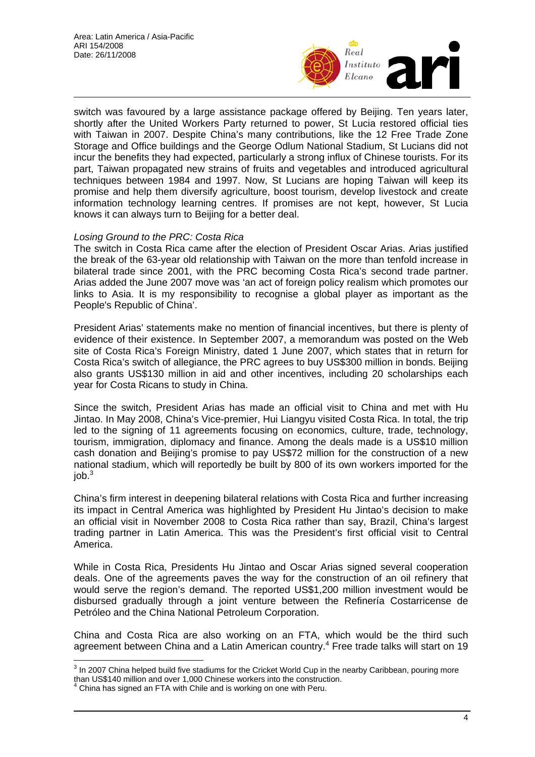switch was favoured by a large assistance package offered by Beijing. Ten years later, shortly after the United Workers Party returned to power, St Lucia restored official ties with Taiwan in 2007. Despite China's many contributions, like the 12 Free Trade Zone Storage and Office buildings and the George Odlum National Stadium, St Lucians did not incur the benefits they had expected, particularly a strong influx of Chinese tourists. For its part, Taiwan propagated new strains of fruits and vegetables and introduced agricultural techniques between 1984 and 1997. Now, St Lucians are hoping Taiwan will keep its promise and help them diversify agriculture, boost tourism, develop livestock and create information technology learning centres. If promises are not kept, however, St Lucia knows it can always turn to Beijing for a better deal.

*Losing Ground to the PRC: Costa Rica*

The switch in Costa Rica came after the election of President Oscar Arias. Arias justified the break of the 63-year old relationship with Taiwan on the more than tenfold increase in bilateral trade since 2001, with the PRC becoming Costa Rica's second trade partner. Arias added the June 2007 move was 'an act of foreign policy realism which promotes our links to Asia. It is my responsibility to recognise a global player as important as the People's Republic of China'.

President Arias' statements make no mention of financial incentives, but there is plenty of evidence of their existence. In September 2007, a memorandum was posted on the Web site of Costa Rica's Foreign Ministry, dated 1 June 2007, which states that in return for Costa Rica's switch of allegiance, the PRC agrees to buy US$300 million in bonds. Beijing also grants US$130 million in aid and other incentives, including 20 scholarships each year for Costa Ricans to study in China.

Since the switch, President Arias has made an official visit to China and met with Hu Jintao. In May 2008, China's Vice-premier, Hui Liangyu visited Costa Rica. In total, the trip led to the signing of 11 agreements focusing on economics, culture, trade, technology, tourism, immigration, diplomacy and finance. Among the deals made is a US$10 million cash donation and Beijing's promise to pay US$72 million for the construction of a new national stadium, which will reportedly be built by 800 of its own workers imported for the job.[3]

China's firm interest in deepening bilateral relations with Costa Rica and further increasing its impact in Central America was highlighted by President Hu Jintao's decision to make an official visit in November 2008 to Costa Rica rather than say, Brazil, China's largest trading partner in Latin America. This was the President's first official visit to Central America.

While in Costa Rica, Presidents Hu Jintao and Oscar Arias signed several cooperation deals. One of the agreements paves the way for the construction of an oil refinery that would serve the region's demand. The reported US$1,200 million investment would be disbursed gradually through a joint venture between the Refinería Costarricense de Petróleo and the China National Petroleum Corporation.

China and Costa Rica are also working on an FTA, which would be the third such agreement between China and a Latin American country.[4] Free trade talks will start on 19

---

[3] In 2007 China helped build five stadiums for the Cricket World Cup in the nearby Caribbean, pouring more than US$140 million and over 1,000 Chinese workers into the construction.

[4] China has signed an FTA with Chile and is working on one with Peru.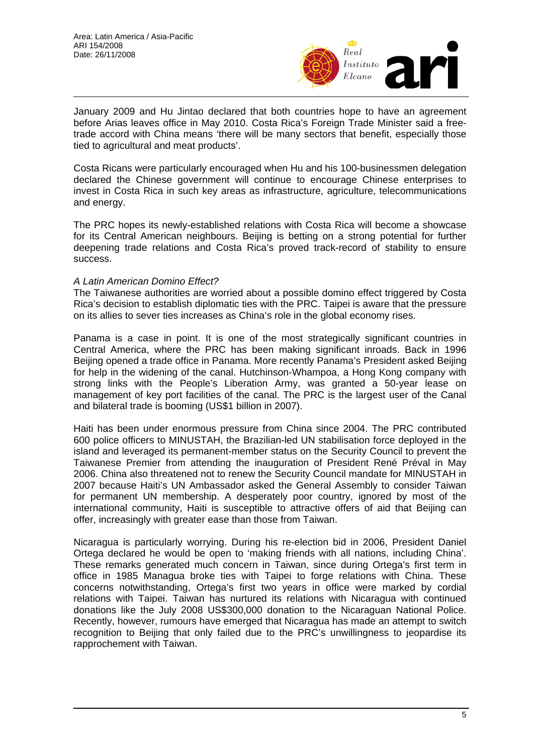January 2009 and Hu Jintao declared that both countries hope to have an agreement before Arias leaves office in May 2010. Costa Rica's Foreign Trade Minister said a free-trade accord with China means 'there will be many sectors that benefit, especially those tied to agricultural and meat products'.

Costa Ricans were particularly encouraged when Hu and his 100-businessmen delegation declared the Chinese government will continue to encourage Chinese enterprises to invest in Costa Rica in such key areas as infrastructure, agriculture, telecommunications and energy.

The PRC hopes its newly-established relations with Costa Rica will become a showcase for its Central American neighbours. Beijing is betting on a strong potential for further deepening trade relations and Costa Rica's proved track-record of stability to ensure success.

*A Latin American Domino Effect?*

The Taiwanese authorities are worried about a possible domino effect triggered by Costa Rica's decision to establish diplomatic ties with the PRC. Taipei is aware that the pressure on its allies to sever ties increases as China's role in the global economy rises.

Panama is a case in point. It is one of the most strategically significant countries in Central America, where the PRC has been making significant inroads. Back in 1996 Beijing opened a trade office in Panama. More recently Panama's President asked Beijing for help in the widening of the canal. Hutchinson-Whampoa, a Hong Kong company with strong links with the People's Liberation Army, was granted a 50-year lease on management of key port facilities of the canal. The PRC is the largest user of the Canal and bilateral trade is booming (US$1 billion in 2007).

Haiti has been under enormous pressure from China since 2004. The PRC contributed 600 police officers to MINUSTAH, the Brazilian-led UN stabilisation force deployed in the island and leveraged its permanent-member status on the Security Council to prevent the Taiwanese Premier from attending the inauguration of President René Préval in May 2006. China also threatened not to renew the Security Council mandate for MINUSTAH in 2007 because Haiti's UN Ambassador asked the General Assembly to consider Taiwan for permanent UN membership. A desperately poor country, ignored by most of the international community, Haiti is susceptible to attractive offers of aid that Beijing can offer, increasingly with greater ease than those from Taiwan.

Nicaragua is particularly worrying. During his re-election bid in 2006, President Daniel Ortega declared he would be open to 'making friends with all nations, including China'. These remarks generated much concern in Taiwan, since during Ortega's first term in office in 1985 Managua broke ties with Taipei to forge relations with China. These concerns notwithstanding, Ortega's first two years in office were marked by cordial relations with Taipei. Taiwan has nurtured its relations with Nicaragua with continued donations like the July 2008 US$300,000 donation to the Nicaraguan National Police. Recently, however, rumours have emerged that Nicaragua has made an attempt to switch recognition to Beijing that only failed due to the PRC's unwillingness to jeopardise its rapprochement with Taiwan.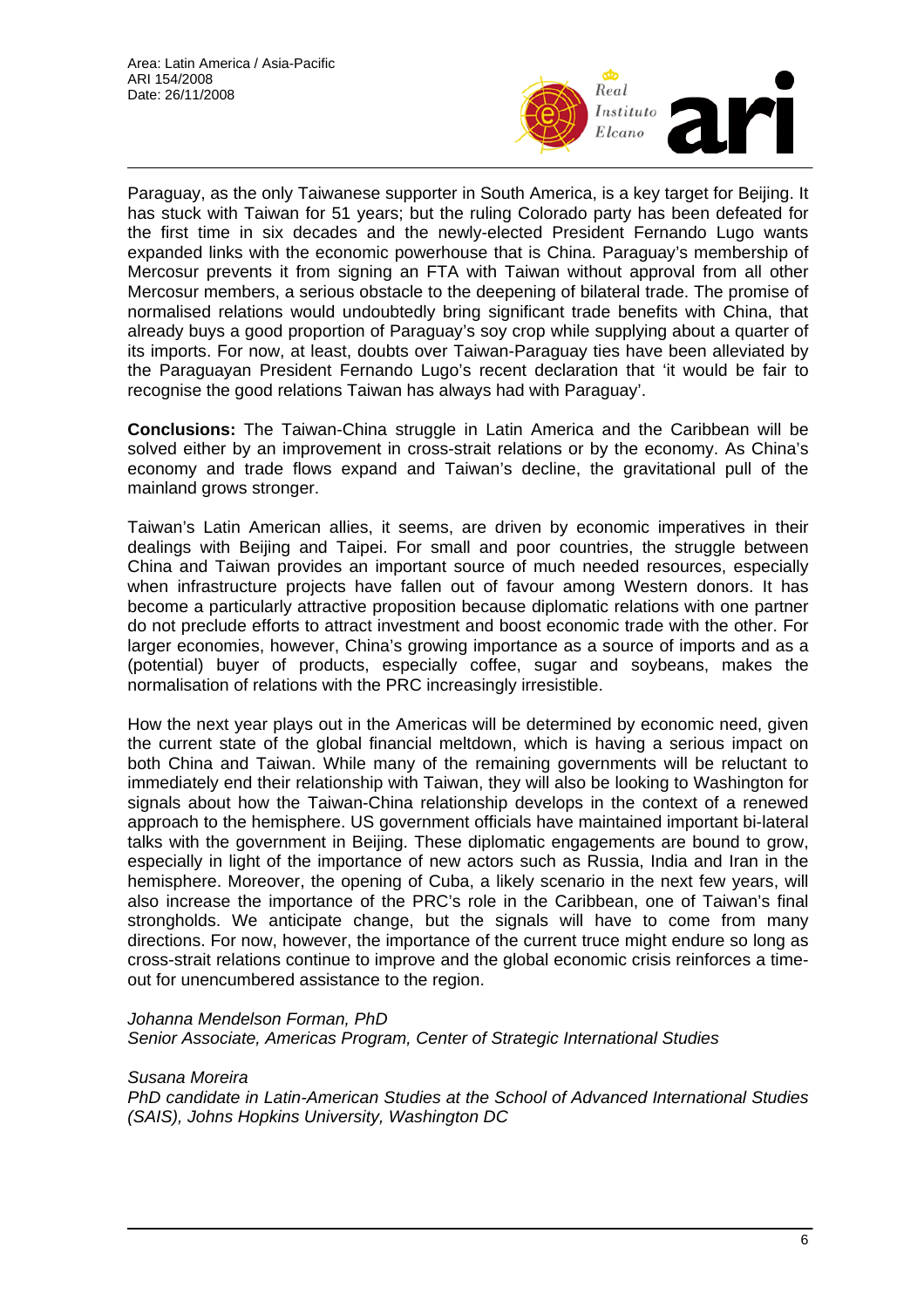Paraguay, as the only Taiwanese supporter in South America, is a key target for Beijing. It has stuck with Taiwan for 51 years; but the ruling Colorado party has been defeated for the first time in six decades and the newly-elected President Fernando Lugo wants expanded links with the economic powerhouse that is China. Paraguay's membership of Mercosur prevents it from signing an FTA with Taiwan without approval from all other Mercosur members, a serious obstacle to the deepening of bilateral trade. The promise of normalised relations would undoubtedly bring significant trade benefits with China, that already buys a good proportion of Paraguay's soy crop while supplying about a quarter of its imports. For now, at least, doubts over Taiwan-Paraguay ties have been alleviated by the Paraguayan President Fernando Lugo's recent declaration that 'it would be fair to recognise the good relations Taiwan has always had with Paraguay'.

**Conclusions:** The Taiwan-China struggle in Latin America and the Caribbean will be solved either by an improvement in cross-strait relations or by the economy. As China's economy and trade flows expand and Taiwan's decline, the gravitational pull of the mainland grows stronger.

Taiwan's Latin American allies, it seems, are driven by economic imperatives in their dealings with Beijing and Taipei. For small and poor countries, the struggle between China and Taiwan provides an important source of much needed resources, especially when infrastructure projects have fallen out of favour among Western donors. It has become a particularly attractive proposition because diplomatic relations with one partner do not preclude efforts to attract investment and boost economic trade with the other. For larger economies, however, China's growing importance as a source of imports and as a (potential) buyer of products, especially coffee, sugar and soybeans, makes the normalisation of relations with the PRC increasingly irresistible.

How the next year plays out in the Americas will be determined by economic need, given the current state of the global financial meltdown, which is having a serious impact on both China and Taiwan. While many of the remaining governments will be reluctant to immediately end their relationship with Taiwan, they will also be looking to Washington for signals about how the Taiwan-China relationship develops in the context of a renewed approach to the hemisphere. US government officials have maintained important bi-lateral talks with the government in Beijing. These diplomatic engagements are bound to grow, especially in light of the importance of new actors such as Russia, India and Iran in the hemisphere. Moreover, the opening of Cuba, a likely scenario in the next few years, will also increase the importance of the PRC's role in the Caribbean, one of Taiwan's final strongholds. We anticipate change, but the signals will have to come from many directions. For now, however, the importance of the current truce might endure so long as cross-strait relations continue to improve and the global economic crisis reinforces a time-out for unencumbered assistance to the region.

*Johanna Mendelson Forman, PhD*
*Senior Associate, Americas Program, Center of Strategic International Studies*

*Susana Moreira*
*PhD candidate in Latin-American Studies at the School of Advanced International Studies (SAIS), Johns Hopkins University, Washington DC*